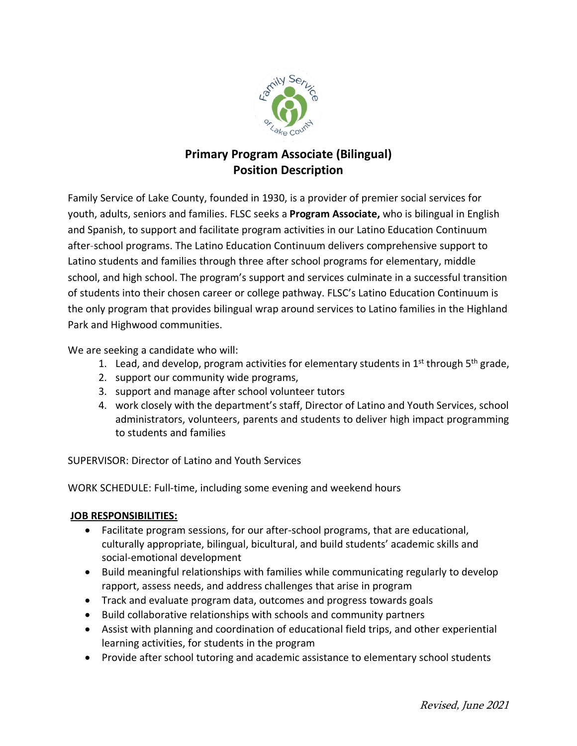# Primary Program Associate (Bilingual)
# Position Description

Family Service of Lake County, founded in 1930, is a provider of premier social services for youth, adults, seniors and families. FLSC seeks a **Program Associate,** who is bilingual in English and Spanish, to support and facilitate program activities in our Latino Education Continuum after-school programs. The Latino Education Continuum delivers comprehensive support to Latino students and families through three after school programs for elementary, middle school, and high school. The program's support and services culminate in a successful transition of students into their chosen career or college pathway. FLSC's Latino Education Continuum is the only program that provides bilingual wrap around services to Latino families in the Highland Park and Highwood communities.

We are seeking a candidate who will:

1. Lead, and develop, program activities for elementary students in 1st through 5th grade,
2. support our community wide programs,
3. support and manage after school volunteer tutors
4. work closely with the department's staff, Director of Latino and Youth Services, school administrators, volunteers, parents and students to deliver high impact programming to students and families

SUPERVISOR: Director of Latino and Youth Services

WORK SCHEDULE: Full-time, including some evening and weekend hours

**JOB RESPONSIBILITIES:**

- Facilitate program sessions, for our after-school programs, that are educational, culturally appropriate, bilingual, bicultural, and build students' academic skills and social-emotional development
- Build meaningful relationships with families while communicating regularly to develop rapport, assess needs, and address challenges that arise in program
- Track and evaluate program data, outcomes and progress towards goals
- Build collaborative relationships with schools and community partners
- Assist with planning and coordination of educational field trips, and other experiential learning activities, for students in the program
- Provide after school tutoring and academic assistance to elementary school students

*Revised, June 2021*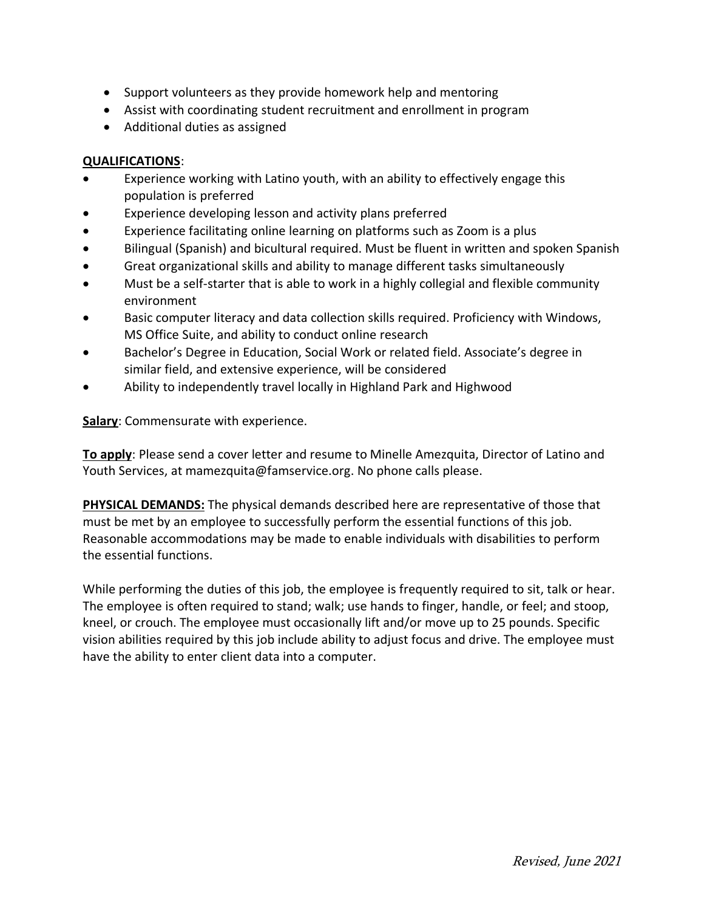- Support volunteers as they provide homework help and mentoring
- Assist with coordinating student recruitment and enrollment in program
- Additional duties as assigned

**QUALIFICATIONS**:

- Experience working with Latino youth, with an ability to effectively engage this population is preferred
- Experience developing lesson and activity plans preferred
- Experience facilitating online learning on platforms such as Zoom is a plus
- Bilingual (Spanish) and bicultural required. Must be fluent in written and spoken Spanish
- Great organizational skills and ability to manage different tasks simultaneously
- Must be a self-starter that is able to work in a highly collegial and flexible community environment
- Basic computer literacy and data collection skills required. Proficiency with Windows, MS Office Suite, and ability to conduct online research
- Bachelor's Degree in Education, Social Work or related field. Associate's degree in similar field, and extensive experience, will be considered
- Ability to independently travel locally in Highland Park and Highwood

**Salary**: Commensurate with experience.

**To apply**: Please send a cover letter and resume to Minelle Amezquita, Director of Latino and Youth Services, at mamezquita@famservice.org. No phone calls please.

**PHYSICAL DEMANDS:** The physical demands described here are representative of those that must be met by an employee to successfully perform the essential functions of this job. Reasonable accommodations may be made to enable individuals with disabilities to perform the essential functions.

While performing the duties of this job, the employee is frequently required to sit, talk or hear. The employee is often required to stand; walk; use hands to finger, handle, or feel; and stoop, kneel, or crouch. The employee must occasionally lift and/or move up to 25 pounds. Specific vision abilities required by this job include ability to adjust focus and drive. The employee must have the ability to enter client data into a computer.

*Revised, June 2021*